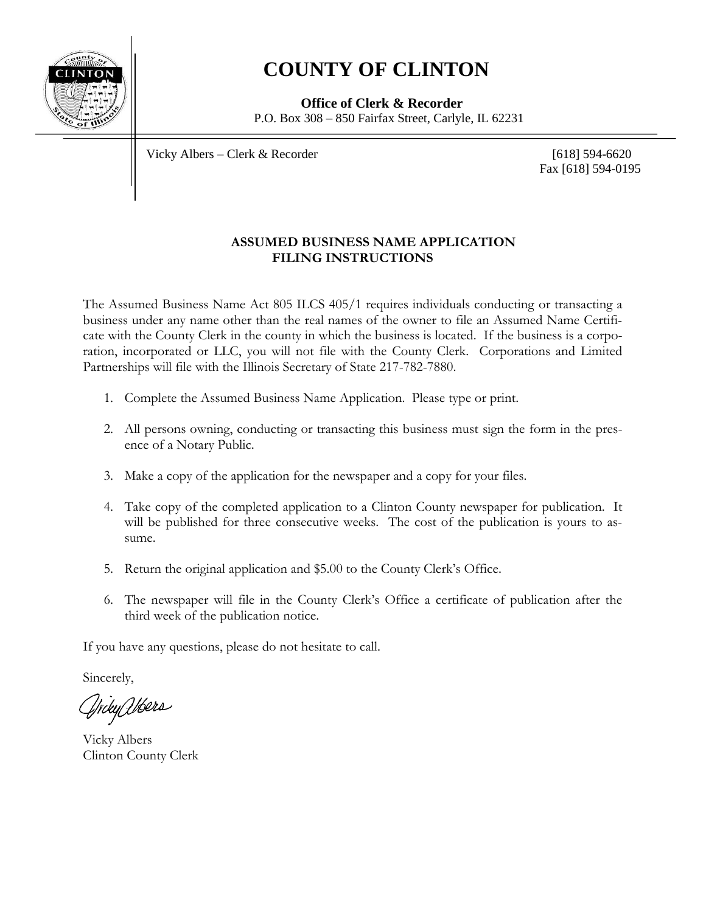# COUNTY OF CLINTON

**Office of Clerk & Recorder**
P.O. Box 308 – 850 Fairfax Street, Carlyle, IL 62231

Vicky Albers – Clerk & Recorder

[618] 594-6620
Fax [618] 594-0195

## ASSUMED BUSINESS NAME APPLICATION FILING INSTRUCTIONS

The Assumed Business Name Act 805 ILCS 405/1 requires individuals conducting or transacting a business under any name other than the real names of the owner to file an Assumed Name Certificate with the County Clerk in the county in which the business is located. If the business is a corporation, incorporated or LLC, you will not file with the County Clerk. Corporations and Limited Partnerships will file with the Illinois Secretary of State 217-782-7880.

1. Complete the Assumed Business Name Application. Please type or print.
2. All persons owning, conducting or transacting this business must sign the form in the presence of a Notary Public.
3. Make a copy of the application for the newspaper and a copy for your files.
4. Take copy of the completed application to a Clinton County newspaper for publication. It will be published for three consecutive weeks. The cost of the publication is yours to assume.
5. Return the original application and $5.00 to the County Clerk's Office.
6. The newspaper will file in the County Clerk's Office a certificate of publication after the third week of the publication notice.

If you have any questions, please do not hesitate to call.

Sincerely,

Vicky Albers

Vicky Albers
Clinton County Clerk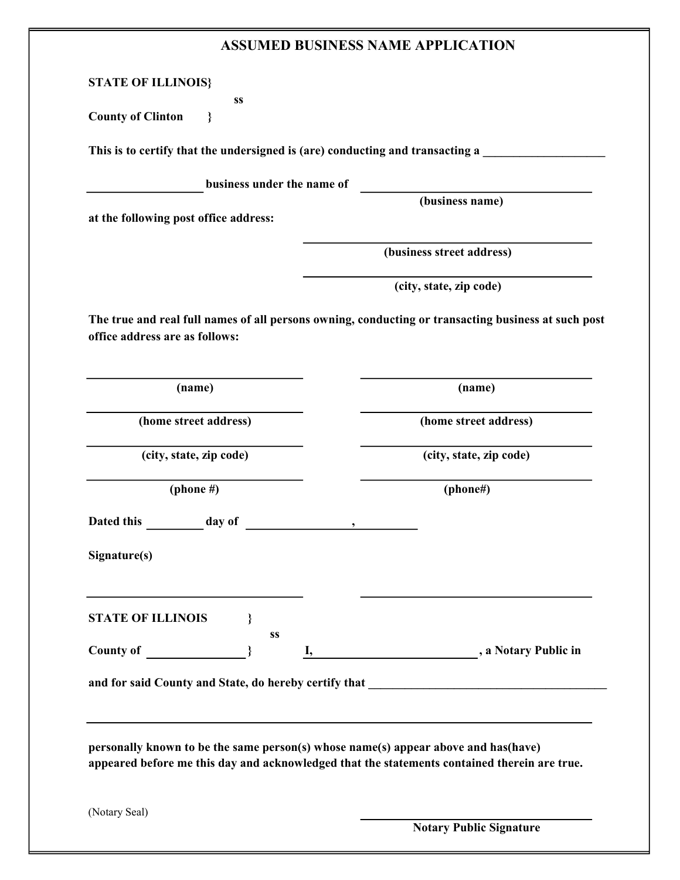# ASSUMED BUSINESS NAME APPLICATION

**STATE OF ILLINOIS}**
**ss**
**County of Clinton }**

**This is to certify that the undersigned is (are) conducting and transacting a ____________________**

**____________________ business under the name of ________________________________________**
**(business name)**

**at the following post office address:**

________________________________________
**(business street address)**

________________________________________
**(city, state, zip code)**

**The true and real full names of all persons owning, conducting or transacting business at such post office address are as follows:**

| | |
|---|---|
| ______________________________ | ______________________________ |
| **(name)** | **(name)** |
| ______________________________ | ______________________________ |
| **(home street address)** | **(home street address)** |
| ______________________________ | ______________________________ |
| **(city, state, zip code)** | **(city, state, zip code)** |
| ______________________________ | ______________________________ |
| **(phone #)** | **(phone#)** |

**Dated this __________ day of __________________, __________**

**Signature(s)**

______________________________ ______________________________

**STATE OF ILLINOIS }**
**ss**
**County of ________________ }** **I, ___________________________, a Notary Public in**

**and for said County and State, do hereby certify that ________________________________________**

________________________________________________________________________________

**personally known to be the same person(s) whose name(s) appear above and has(have) appeared before me this day and acknowledged that the statements contained therein are true.**

(Notary Seal)

______________________________
**Notary Public Signature**